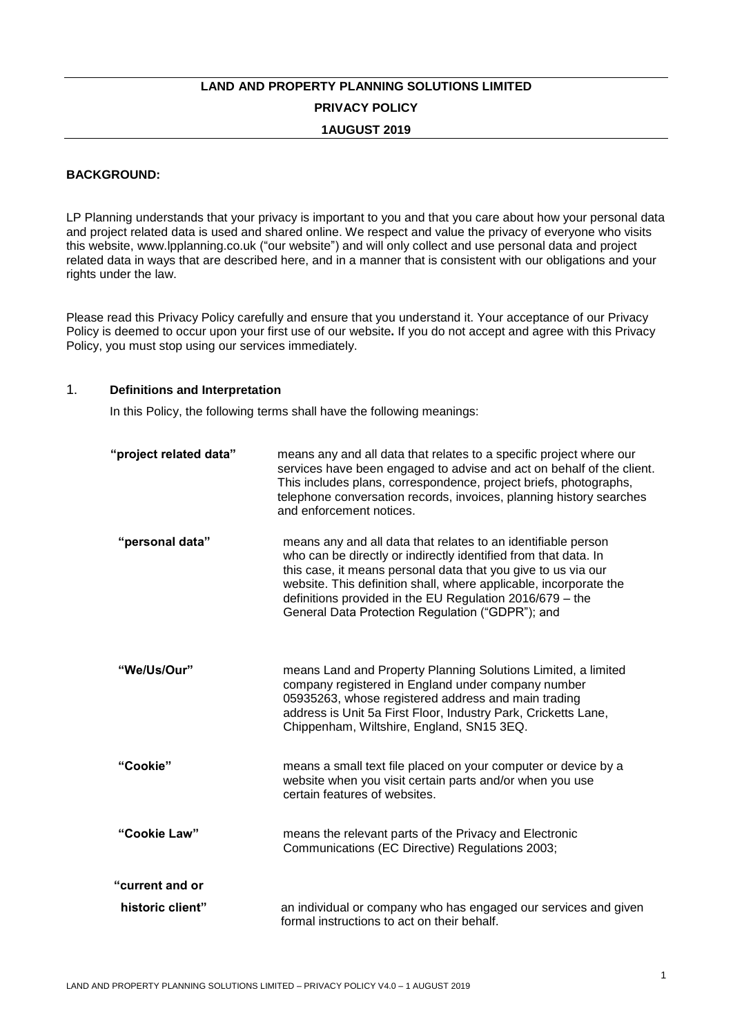# LAND AND PROPERTY PLANNING SOLUTIONS LIMITED

## PRIVACY POLICY

### 1AUGUST 2019

**BACKGROUND:**

LP Planning understands that your privacy is important to you and that you care about how your personal data and project related data is used and shared online. We respect and value the privacy of everyone who visits this website, www.lpplanning.co.uk ("our website") and will only collect and use personal data and project related data in ways that are described here, and in a manner that is consistent with our obligations and your rights under the law.

Please read this Privacy Policy carefully and ensure that you understand it. Your acceptance of our Privacy Policy is deemed to occur upon your first use of our website**.** If you do not accept and agree with this Privacy Policy, you must stop using our services immediately.

## 1. **Definitions and Interpretation**

In this Policy, the following terms shall have the following meanings:

| | |
|---|---|
| **"project related data"** | means any and all data that relates to a specific project where our services have been engaged to advise and act on behalf of the client. This includes plans, correspondence, project briefs, photographs, telephone conversation records, invoices, planning history searches and enforcement notices. |
| **"personal data"** | means any and all data that relates to an identifiable person who can be directly or indirectly identified from that data. In this case, it means personal data that you give to us via our website. This definition shall, where applicable, incorporate the definitions provided in the EU Regulation 2016/679 – the General Data Protection Regulation ("GDPR"); and |
| **"We/Us/Our"** | means Land and Property Planning Solutions Limited, a limited company registered in England under company number 05935263, whose registered address and main trading address is Unit 5a First Floor, Industry Park, Cricketts Lane, Chippenham, Wiltshire, England, SN15 3EQ. |
| **"Cookie"** | means a small text file placed on your computer or device by a website when you visit certain parts and/or when you use certain features of websites. |
| **"Cookie Law"** | means the relevant parts of the Privacy and Electronic Communications (EC Directive) Regulations 2003; |
| **"current and or historic client"** | an individual or company who has engaged our services and given formal instructions to act on their behalf. |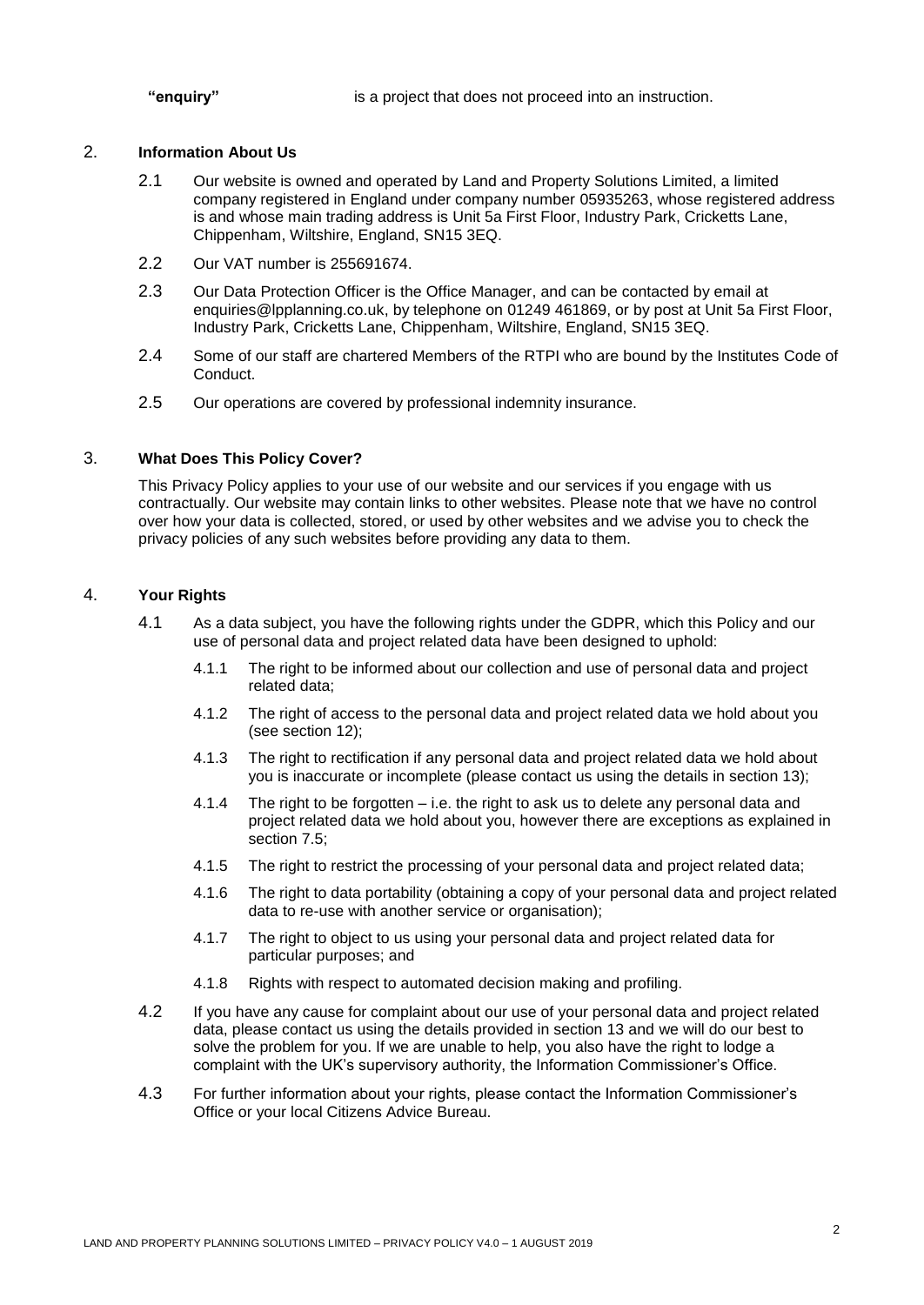**"enquiry"** is a project that does not proceed into an instruction.

## 2. Information About Us

2.1 Our website is owned and operated by Land and Property Solutions Limited, a limited company registered in England under company number 05935263, whose registered address is and whose main trading address is Unit 5a First Floor, Industry Park, Cricketts Lane, Chippenham, Wiltshire, England, SN15 3EQ.

2.2 Our VAT number is 255691674.

2.3 Our Data Protection Officer is the Office Manager, and can be contacted by email at enquiries@lpplanning.co.uk, by telephone on 01249 461869, or by post at Unit 5a First Floor, Industry Park, Cricketts Lane, Chippenham, Wiltshire, England, SN15 3EQ.

2.4 Some of our staff are chartered Members of the RTPI who are bound by the Institutes Code of Conduct.

2.5 Our operations are covered by professional indemnity insurance.

## 3. What Does This Policy Cover?

This Privacy Policy applies to your use of our website and our services if you engage with us contractually. Our website may contain links to other websites. Please note that we have no control over how your data is collected, stored, or used by other websites and we advise you to check the privacy policies of any such websites before providing any data to them.

## 4. Your Rights

4.1 As a data subject, you have the following rights under the GDPR, which this Policy and our use of personal data and project related data have been designed to uphold:

4.1.1 The right to be informed about our collection and use of personal data and project related data;

4.1.2 The right of access to the personal data and project related data we hold about you (see section 12);

4.1.3 The right to rectification if any personal data and project related data we hold about you is inaccurate or incomplete (please contact us using the details in section 13);

4.1.4 The right to be forgotten – i.e. the right to ask us to delete any personal data and project related data we hold about you, however there are exceptions as explained in section 7.5;

4.1.5 The right to restrict the processing of your personal data and project related data;

4.1.6 The right to data portability (obtaining a copy of your personal data and project related data to re-use with another service or organisation);

4.1.7 The right to object to us using your personal data and project related data for particular purposes; and

4.1.8 Rights with respect to automated decision making and profiling.

4.2 If you have any cause for complaint about our use of your personal data and project related data, please contact us using the details provided in section 13 and we will do our best to solve the problem for you. If we are unable to help, you also have the right to lodge a complaint with the UK's supervisory authority, the Information Commissioner's Office.

4.3 For further information about your rights, please contact the Information Commissioner's Office or your local Citizens Advice Bureau.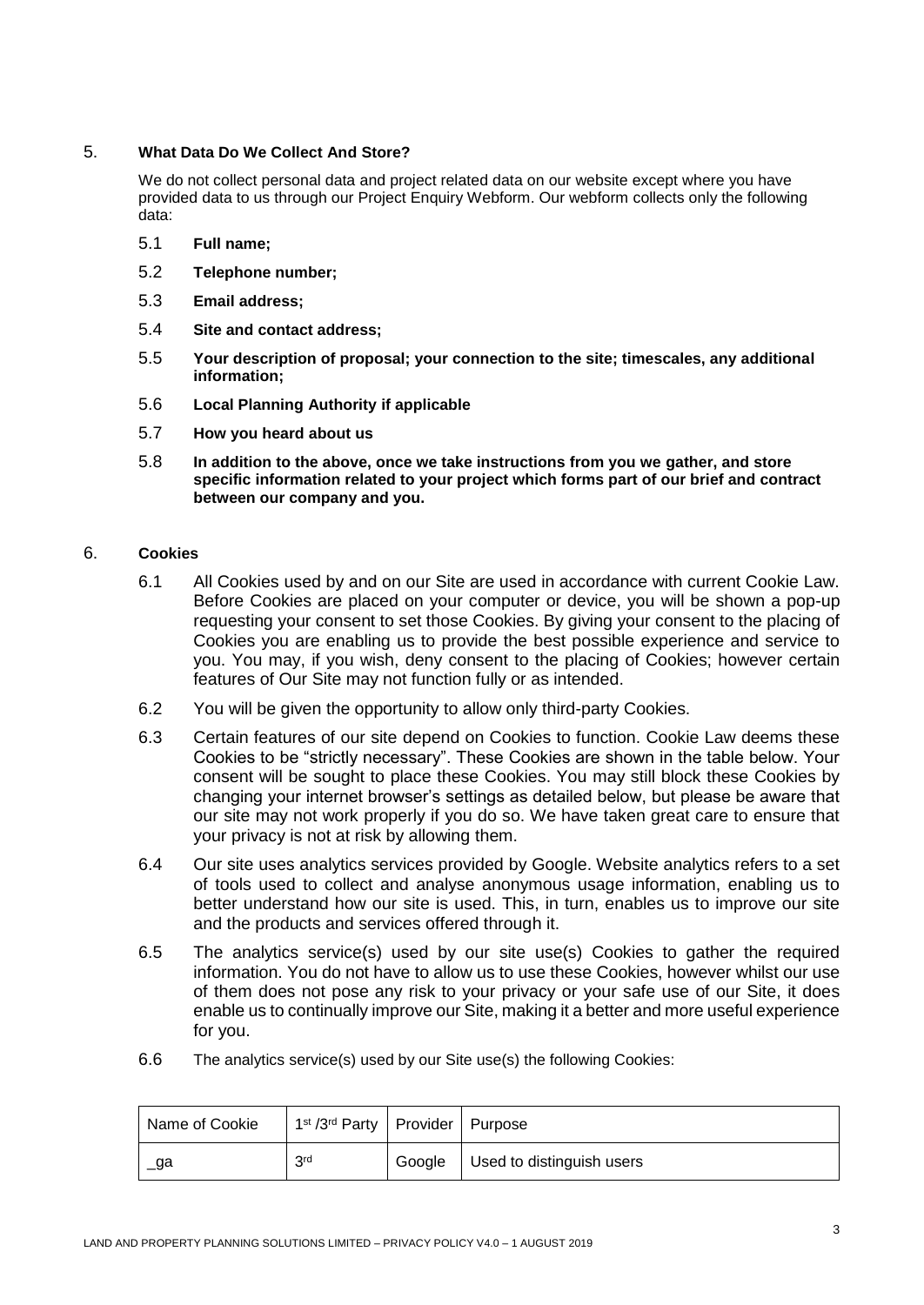## 5. **What Data Do We Collect And Store?**

We do not collect personal data and project related data on our website except where you have provided data to us through our Project Enquiry Webform. Our webform collects only the following data:

5.1 **Full name;**

5.2 **Telephone number;**

5.3 **Email address;**

5.4 **Site and contact address;**

5.5 **Your description of proposal; your connection to the site; timescales, any additional information;**

5.6 **Local Planning Authority if applicable**

5.7 **How you heard about us**

5.8 **In addition to the above, once we take instructions from you we gather, and store specific information related to your project which forms part of our brief and contract between our company and you.**

## 6. **Cookies**

6.1 All Cookies used by and on our Site are used in accordance with current Cookie Law. Before Cookies are placed on your computer or device, you will be shown a pop-up requesting your consent to set those Cookies. By giving your consent to the placing of Cookies you are enabling us to provide the best possible experience and service to you. You may, if you wish, deny consent to the placing of Cookies; however certain features of Our Site may not function fully or as intended.

6.2 You will be given the opportunity to allow only third-party Cookies.

6.3 Certain features of our site depend on Cookies to function. Cookie Law deems these Cookies to be "strictly necessary". These Cookies are shown in the table below. Your consent will be sought to place these Cookies. You may still block these Cookies by changing your internet browser's settings as detailed below, but please be aware that our site may not work properly if you do so. We have taken great care to ensure that your privacy is not at risk by allowing them.

6.4 Our site uses analytics services provided by Google. Website analytics refers to a set of tools used to collect and analyse anonymous usage information, enabling us to better understand how our site is used. This, in turn, enables us to improve our site and the products and services offered through it.

6.5 The analytics service(s) used by our site use(s) Cookies to gather the required information. You do not have to allow us to use these Cookies, however whilst our use of them does not pose any risk to your privacy or your safe use of our Site, it does enable us to continually improve our Site, making it a better and more useful experience for you.

6.6 The analytics service(s) used by our Site use(s) the following Cookies:

| Name of Cookie | 1st /3rd Party | Provider | Purpose |
|---|---|---|---|
| _ga | 3rd | Google | Used to distinguish users |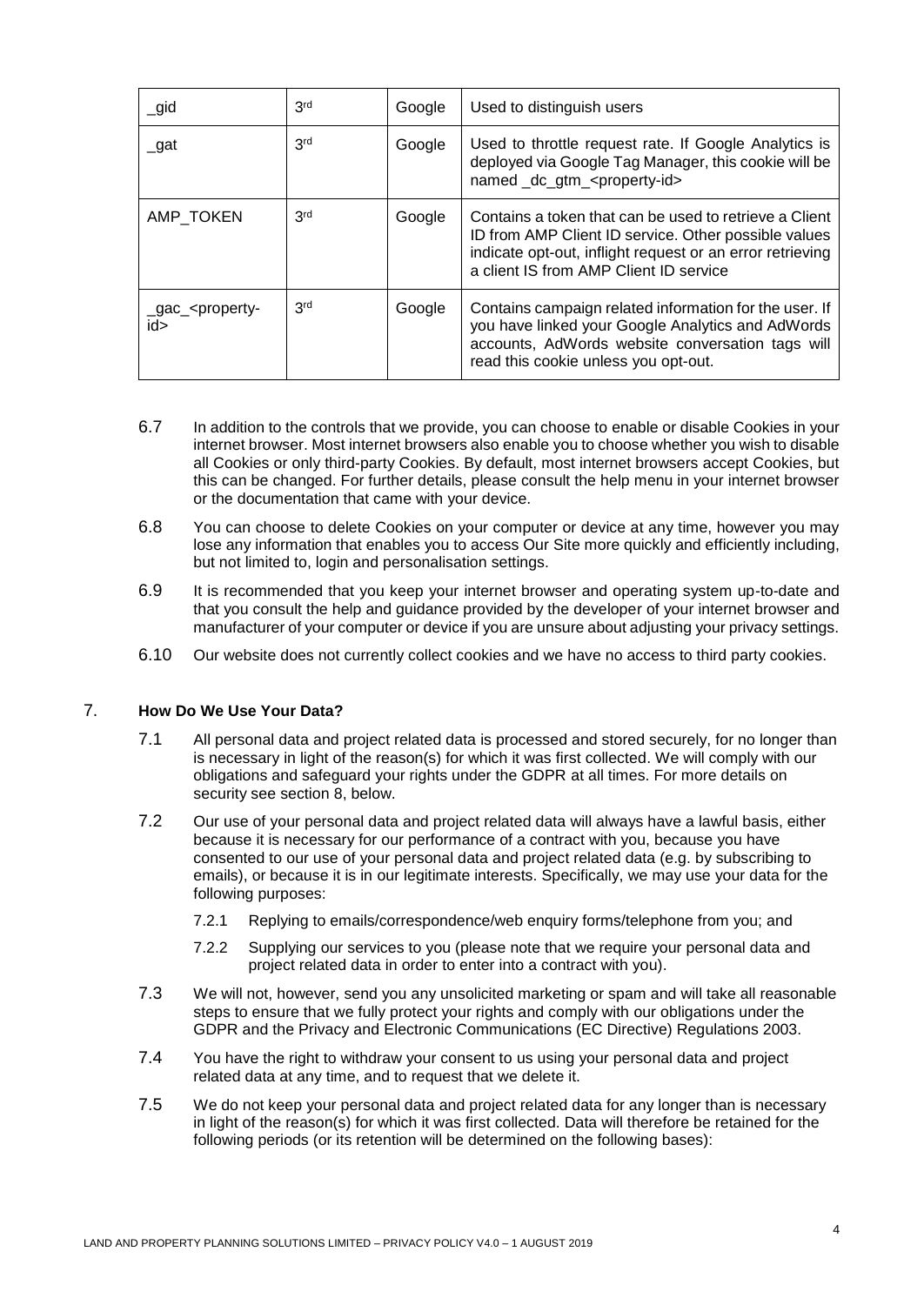| _gid | 3rd | Google | Used to distinguish users |
|---|---|---|---|
| _gat | 3rd | Google | Used to throttle request rate. If Google Analytics is deployed via Google Tag Manager, this cookie will be named _dc_gtm_<property-id> |
| AMP_TOKEN | 3rd | Google | Contains a token that can be used to retrieve a Client ID from AMP Client ID service. Other possible values indicate opt-out, inflight request or an error retrieving a client IS from AMP Client ID service |
| _gac_<property-id> | 3rd | Google | Contains campaign related information for the user. If you have linked your Google Analytics and AdWords accounts, AdWords website conversation tags will read this cookie unless you opt-out. |

6.7 In addition to the controls that we provide, you can choose to enable or disable Cookies in your internet browser. Most internet browsers also enable you to choose whether you wish to disable all Cookies or only third-party Cookies. By default, most internet browsers accept Cookies, but this can be changed. For further details, please consult the help menu in your internet browser or the documentation that came with your device.

6.8 You can choose to delete Cookies on your computer or device at any time, however you may lose any information that enables you to access Our Site more quickly and efficiently including, but not limited to, login and personalisation settings.

6.9 It is recommended that you keep your internet browser and operating system up-to-date and that you consult the help and guidance provided by the developer of your internet browser and manufacturer of your computer or device if you are unsure about adjusting your privacy settings.

6.10 Our website does not currently collect cookies and we have no access to third party cookies.

## 7. How Do We Use Your Data?

7.1 All personal data and project related data is processed and stored securely, for no longer than is necessary in light of the reason(s) for which it was first collected. We will comply with our obligations and safeguard your rights under the GDPR at all times. For more details on security see section 8, below.

7.2 Our use of your personal data and project related data will always have a lawful basis, either because it is necessary for our performance of a contract with you, because you have consented to our use of your personal data and project related data (e.g. by subscribing to emails), or because it is in our legitimate interests. Specifically, we may use your data for the following purposes:

7.2.1 Replying to emails/correspondence/web enquiry forms/telephone from you; and

7.2.2 Supplying our services to you (please note that we require your personal data and project related data in order to enter into a contract with you).

7.3 We will not, however, send you any unsolicited marketing or spam and will take all reasonable steps to ensure that we fully protect your rights and comply with our obligations under the GDPR and the Privacy and Electronic Communications (EC Directive) Regulations 2003.

7.4 You have the right to withdraw your consent to us using your personal data and project related data at any time, and to request that we delete it.

7.5 We do not keep your personal data and project related data for any longer than is necessary in light of the reason(s) for which it was first collected. Data will therefore be retained for the following periods (or its retention will be determined on the following bases):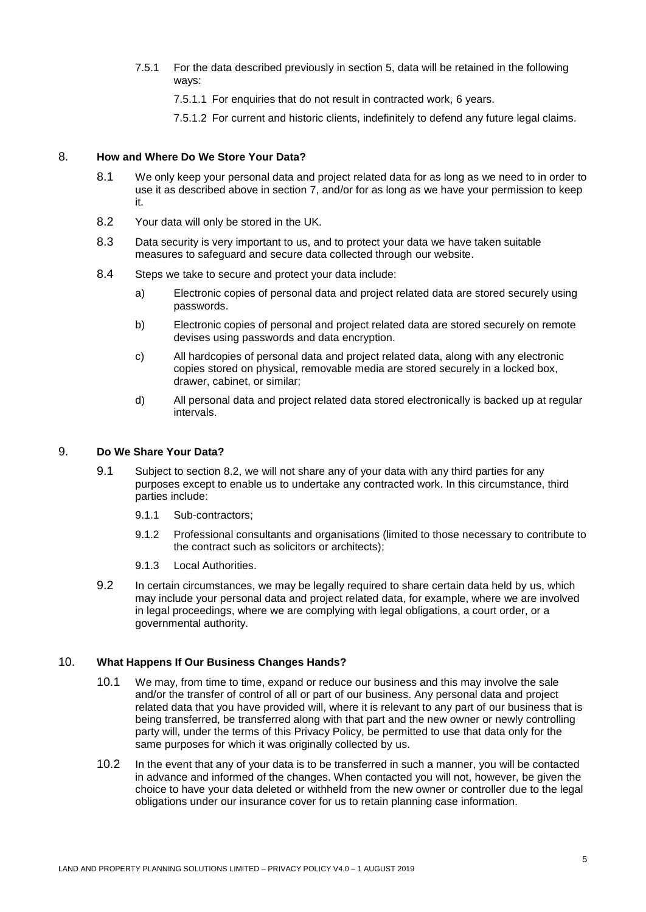7.5.1 For the data described previously in section 5, data will be retained in the following ways:

7.5.1.1 For enquiries that do not result in contracted work, 6 years.

7.5.1.2 For current and historic clients, indefinitely to defend any future legal claims.

## 8. How and Where Do We Store Your Data?

8.1 We only keep your personal data and project related data for as long as we need to in order to use it as described above in section 7, and/or for as long as we have your permission to keep it.

8.2 Your data will only be stored in the UK.

8.3 Data security is very important to us, and to protect your data we have taken suitable measures to safeguard and secure data collected through our website.

8.4 Steps we take to secure and protect your data include:

a) Electronic copies of personal data and project related data are stored securely using passwords.

b) Electronic copies of personal and project related data are stored securely on remote devises using passwords and data encryption.

c) All hardcopies of personal data and project related data, along with any electronic copies stored on physical, removable media are stored securely in a locked box, drawer, cabinet, or similar;

d) All personal data and project related data stored electronically is backed up at regular intervals.

## 9. Do We Share Your Data?

9.1 Subject to section 8.2, we will not share any of your data with any third parties for any purposes except to enable us to undertake any contracted work. In this circumstance, third parties include:

9.1.1 Sub-contractors;

9.1.2 Professional consultants and organisations (limited to those necessary to contribute to the contract such as solicitors or architects);

9.1.3 Local Authorities.

9.2 In certain circumstances, we may be legally required to share certain data held by us, which may include your personal data and project related data, for example, where we are involved in legal proceedings, where we are complying with legal obligations, a court order, or a governmental authority.

## 10. What Happens If Our Business Changes Hands?

10.1 We may, from time to time, expand or reduce our business and this may involve the sale and/or the transfer of control of all or part of our business. Any personal data and project related data that you have provided will, where it is relevant to any part of our business that is being transferred, be transferred along with that part and the new owner or newly controlling party will, under the terms of this Privacy Policy, be permitted to use that data only for the same purposes for which it was originally collected by us.

10.2 In the event that any of your data is to be transferred in such a manner, you will be contacted in advance and informed of the changes. When contacted you will not, however, be given the choice to have your data deleted or withheld from the new owner or controller due to the legal obligations under our insurance cover for us to retain planning case information.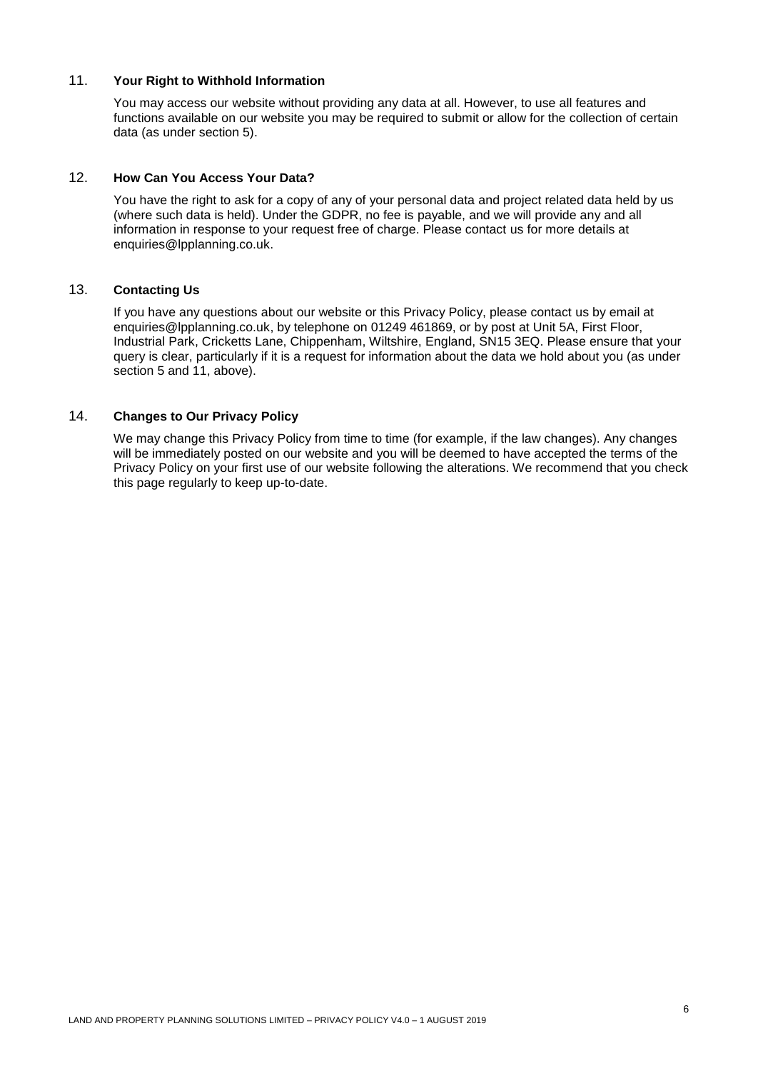## 11. Your Right to Withhold Information

You may access our website without providing any data at all. However, to use all features and functions available on our website you may be required to submit or allow for the collection of certain data (as under section 5).

## 12. How Can You Access Your Data?

You have the right to ask for a copy of any of your personal data and project related data held by us (where such data is held). Under the GDPR, no fee is payable, and we will provide any and all information in response to your request free of charge. Please contact us for more details at enquiries@lpplanning.co.uk.

## 13. Contacting Us

If you have any questions about our website or this Privacy Policy, please contact us by email at enquiries@lpplanning.co.uk, by telephone on 01249 461869, or by post at Unit 5A, First Floor, Industrial Park, Cricketts Lane, Chippenham, Wiltshire, England, SN15 3EQ. Please ensure that your query is clear, particularly if it is a request for information about the data we hold about you (as under section 5 and 11, above).

## 14. Changes to Our Privacy Policy

We may change this Privacy Policy from time to time (for example, if the law changes). Any changes will be immediately posted on our website and you will be deemed to have accepted the terms of the Privacy Policy on your first use of our website following the alterations. We recommend that you check this page regularly to keep up-to-date.